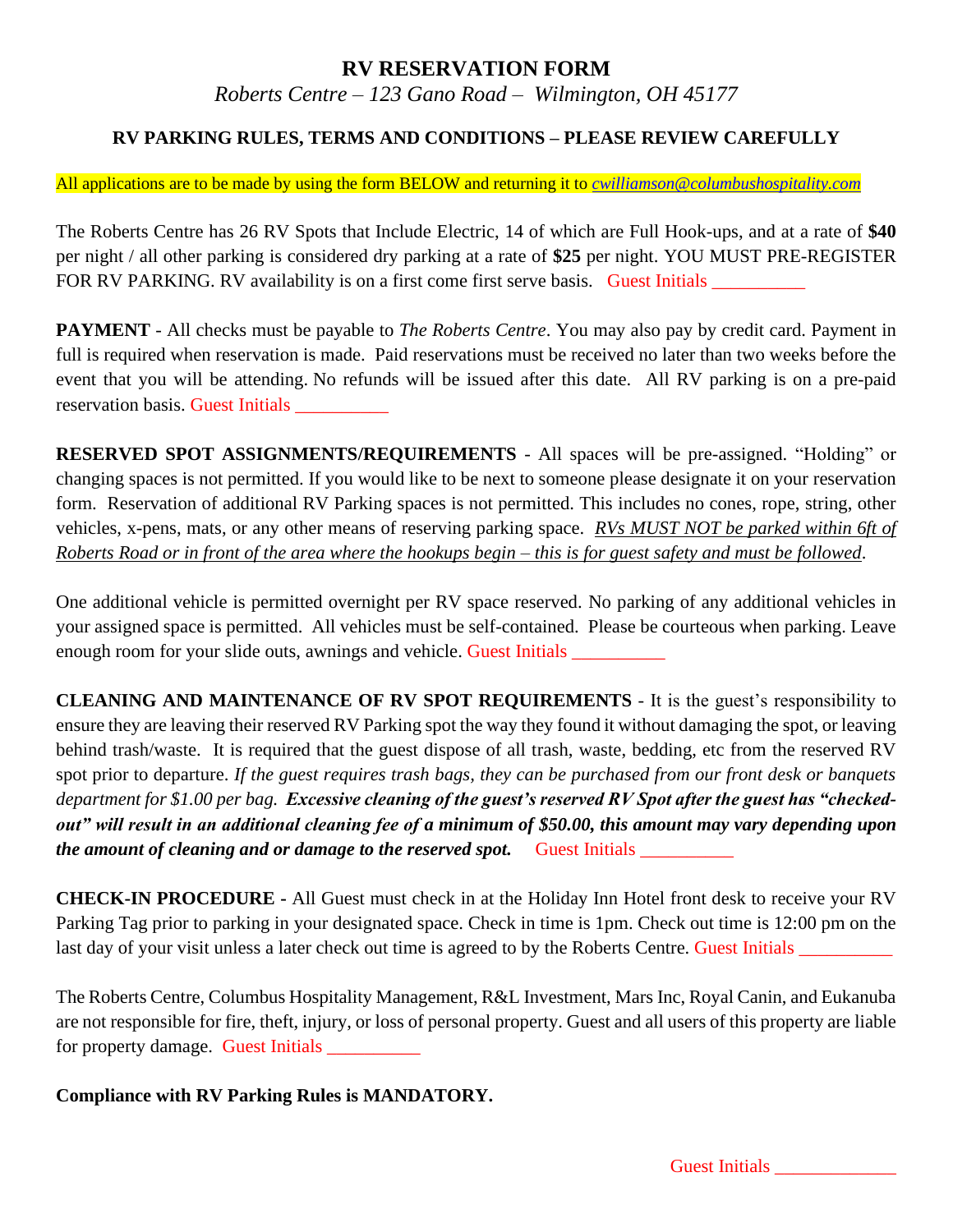# RV RESERVATION FORM

*Roberts Centre – 123 Gano Road – Wilmington, OH 45177*

## RV PARKING RULES, TERMS AND CONDITIONS – PLEASE REVIEW CAREFULLY

All applications are to be made by using the form BELOW and returning it to *cwilliamson@columbushospitality.com*

The Roberts Centre has 26 RV Spots that Include Electric, 14 of which are Full Hook-ups, and at a rate of **$40** per night / all other parking is considered dry parking at a rate of **$25** per night. YOU MUST PRE-REGISTER FOR RV PARKING. RV availability is on a first come first serve basis. Guest Initials __________

**PAYMENT** - All checks must be payable to *The Roberts Centre*. You may also pay by credit card. Payment in full is required when reservation is made. Paid reservations must be received no later than two weeks before the event that you will be attending. No refunds will be issued after this date. All RV parking is on a pre-paid reservation basis. Guest Initials __________

**RESERVED SPOT ASSIGNMENTS/REQUIREMENTS** - All spaces will be pre-assigned. "Holding" or changing spaces is not permitted. If you would like to be next to someone please designate it on your reservation form. Reservation of additional RV Parking spaces is not permitted. This includes no cones, rope, string, other vehicles, x-pens, mats, or any other means of reserving parking space. *RVs MUST NOT be parked within 6ft of Roberts Road or in front of the area where the hookups begin – this is for guest safety and must be followed*.

One additional vehicle is permitted overnight per RV space reserved. No parking of any additional vehicles in your assigned space is permitted. All vehicles must be self-contained. Please be courteous when parking. Leave enough room for your slide outs, awnings and vehicle. Guest Initials __________

**CLEANING AND MAINTENANCE OF RV SPOT REQUIREMENTS** - It is the guest's responsibility to ensure they are leaving their reserved RV Parking spot the way they found it without damaging the spot, or leaving behind trash/waste. It is required that the guest dispose of all trash, waste, bedding, etc from the reserved RV spot prior to departure. *If the guest requires trash bags, they can be purchased from our front desk or banquets department for $1.00 per bag.* ***Excessive cleaning of the guest's reserved RV Spot after the guest has "checked-out" will result in an additional cleaning fee of a minimum of $50.00, this amount may vary depending upon the amount of cleaning and or damage to the reserved spot.*** Guest Initials __________

**CHECK-IN PROCEDURE -** All Guest must check in at the Holiday Inn Hotel front desk to receive your RV Parking Tag prior to parking in your designated space. Check in time is 1pm. Check out time is 12:00 pm on the last day of your visit unless a later check out time is agreed to by the Roberts Centre. Guest Initials __________

The Roberts Centre, Columbus Hospitality Management, R&L Investment, Mars Inc, Royal Canin, and Eukanuba are not responsible for fire, theft, injury, or loss of personal property. Guest and all users of this property are liable for property damage. Guest Initials __________

**Compliance with RV Parking Rules is MANDATORY.**

Guest Initials _____________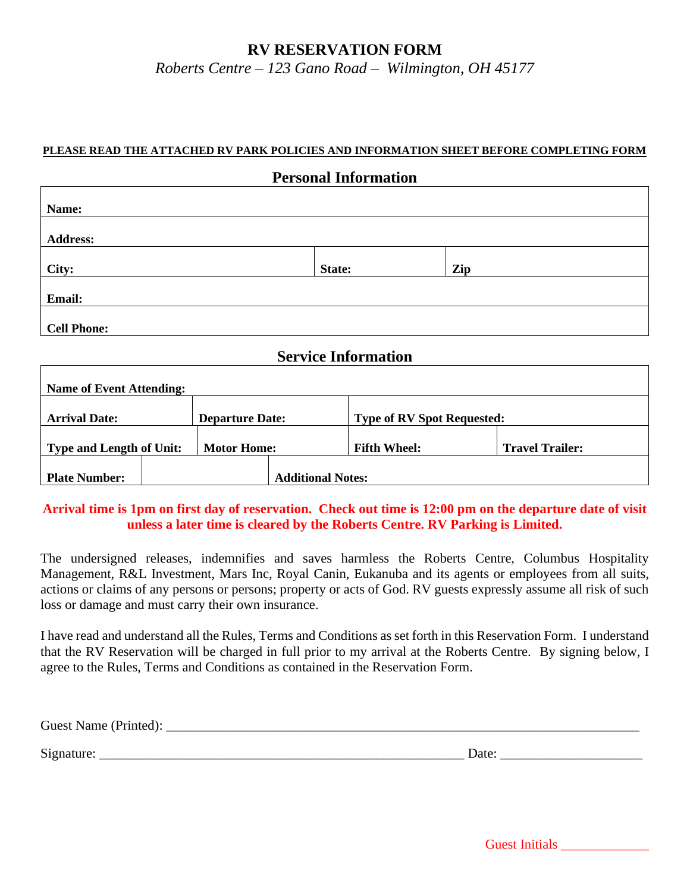# RV RESERVATION FORM

*Roberts Centre – 123 Gano Road – Wilmington, OH 45177*

**PLEASE READ THE ATTACHED RV PARK POLICIES AND INFORMATION SHEET BEFORE COMPLETING FORM**

## Personal Information

| | | |
|---|---|---|
| **Name:** | | |
| **Address:** | | |
| **City:** | **State:** | **Zip** |
| **Email:** | | |
| **Cell Phone:** | | |

## Service Information

| | | | |
|---|---|---|---|
| **Name of Event Attending:** | | | |
| **Arrival Date:** | **Departure Date:** | **Type of RV Spot Requested:** | |
| **Type and Length of Unit:** | **Motor Home:** | **Fifth Wheel:** | **Travel Trailer:** |
| **Plate Number:** | | **Additional Notes:** | |

**Arrival time is 1pm on first day of reservation. Check out time is 12:00 pm on the departure date of visit unless a later time is cleared by the Roberts Centre. RV Parking is Limited.**

The undersigned releases, indemnifies and saves harmless the Roberts Centre, Columbus Hospitality Management, R&L Investment, Mars Inc, Royal Canin, Eukanuba and its agents or employees from all suits, actions or claims of any persons or persons; property or acts of God. RV guests expressly assume all risk of such loss or damage and must carry their own insurance.

I have read and understand all the Rules, Terms and Conditions as set forth in this Reservation Form. I understand that the RV Reservation will be charged in full prior to my arrival at the Roberts Centre. By signing below, I agree to the Rules, Terms and Conditions as contained in the Reservation Form.

Guest Name (Printed): ____________________________________________________________________________

Signature: ___________________________________________________________ Date: _____________________

Guest Initials _____________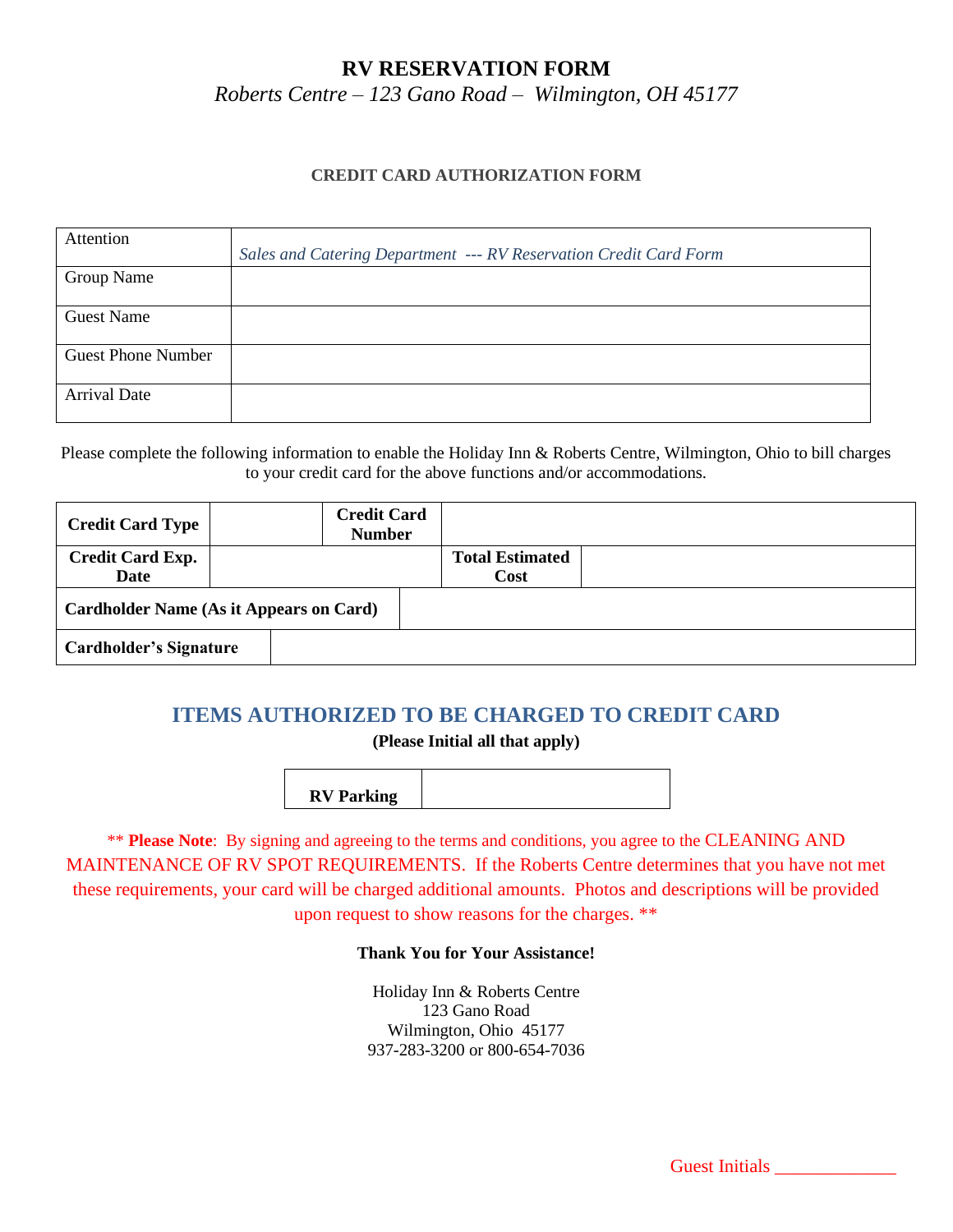# RV RESERVATION FORM

*Roberts Centre – 123 Gano Road – Wilmington, OH 45177*

## CREDIT CARD AUTHORIZATION FORM

| | |
|---|---|
| Attention | *Sales and Catering Department --- RV Reservation Credit Card Form* |
| Group Name | |
| Guest Name | |
| Guest Phone Number | |
| Arrival Date | |

Please complete the following information to enable the Holiday Inn & Roberts Centre, Wilmington, Ohio to bill charges to your credit card for the above functions and/or accommodations.

| | | | |
|---|---|---|---|
| **Credit Card Type** | | **Credit Card Number** | |
| **Credit Card Exp. Date** | | **Total Estimated Cost** | |
| **Cardholder Name (As it Appears on Card)** | | | |
| **Cardholder's Signature** | | | |

## ITEMS AUTHORIZED TO BE CHARGED TO CREDIT CARD

**(Please Initial all that apply)**

| | |
|---|---|
| **RV Parking** | |

** **Please Note**: By signing and agreeing to the terms and conditions, you agree to the CLEANING AND MAINTENANCE OF RV SPOT REQUIREMENTS. If the Roberts Centre determines that you have not met these requirements, your card will be charged additional amounts. Photos and descriptions will be provided upon request to show reasons for the charges. **

**Thank You for Your Assistance!**

Holiday Inn & Roberts Centre
123 Gano Road
Wilmington, Ohio 45177
937-283-3200 or 800-654-7036

Guest Initials _____________